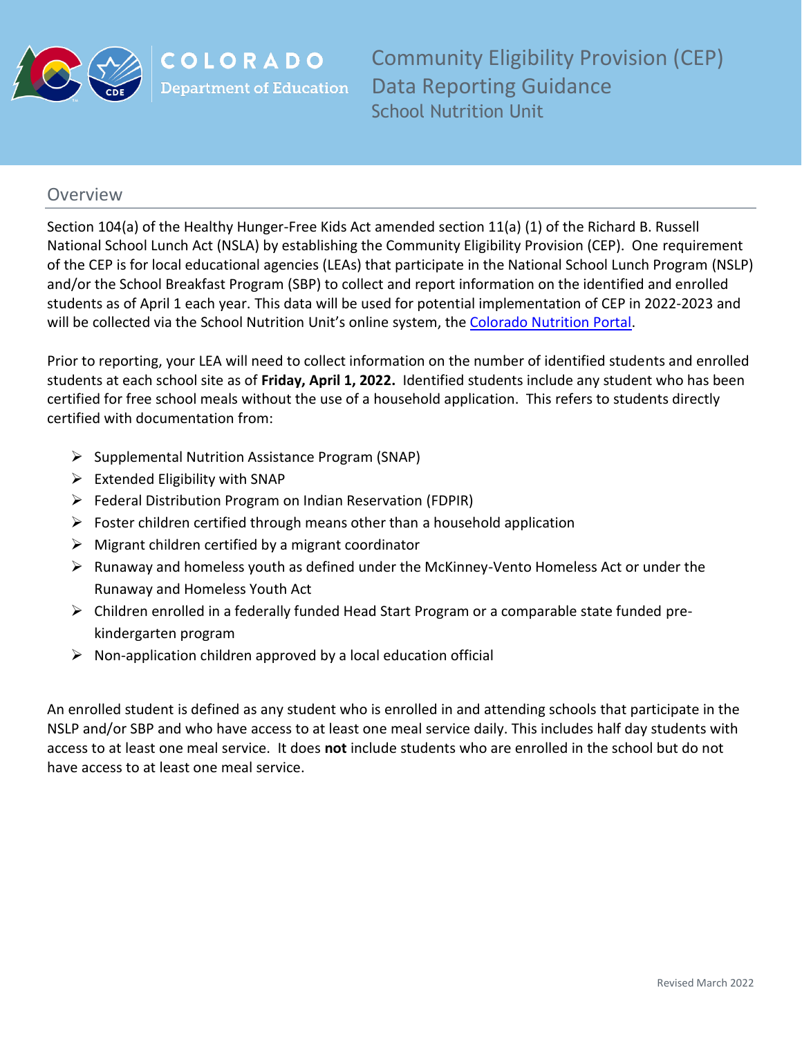# Community Eligibility Provision (CEP) Data Reporting Guidance

School Nutrition Unit

## Overview

Section 104(a) of the Healthy Hunger-Free Kids Act amended section 11(a) (1) of the Richard B. Russell National School Lunch Act (NSLA) by establishing the Community Eligibility Provision (CEP). One requirement of the CEP is for local educational agencies (LEAs) that participate in the National School Lunch Program (NSLP) and/or the School Breakfast Program (SBP) to collect and report information on the identified and enrolled students as of April 1 each year. This data will be used for potential implementation of CEP in 2022-2023 and will be collected via the School Nutrition Unit's online system, the [Colorado Nutrition Portal](#).

Prior to reporting, your LEA will need to collect information on the number of identified students and enrolled students at each school site as of **Friday, April 1, 2022.** Identified students include any student who has been certified for free school meals without the use of a household application. This refers to students directly certified with documentation from:

- Supplemental Nutrition Assistance Program (SNAP)
- Extended Eligibility with SNAP
- Federal Distribution Program on Indian Reservation (FDPIR)
- Foster children certified through means other than a household application
- Migrant children certified by a migrant coordinator
- Runaway and homeless youth as defined under the McKinney-Vento Homeless Act or under the Runaway and Homeless Youth Act
- Children enrolled in a federally funded Head Start Program or a comparable state funded pre-kindergarten program
- Non-application children approved by a local education official

An enrolled student is defined as any student who is enrolled in and attending schools that participate in the NSLP and/or SBP and who have access to at least one meal service daily. This includes half day students with access to at least one meal service. It does **not** include students who are enrolled in the school but do not have access to at least one meal service.

Revised March 2022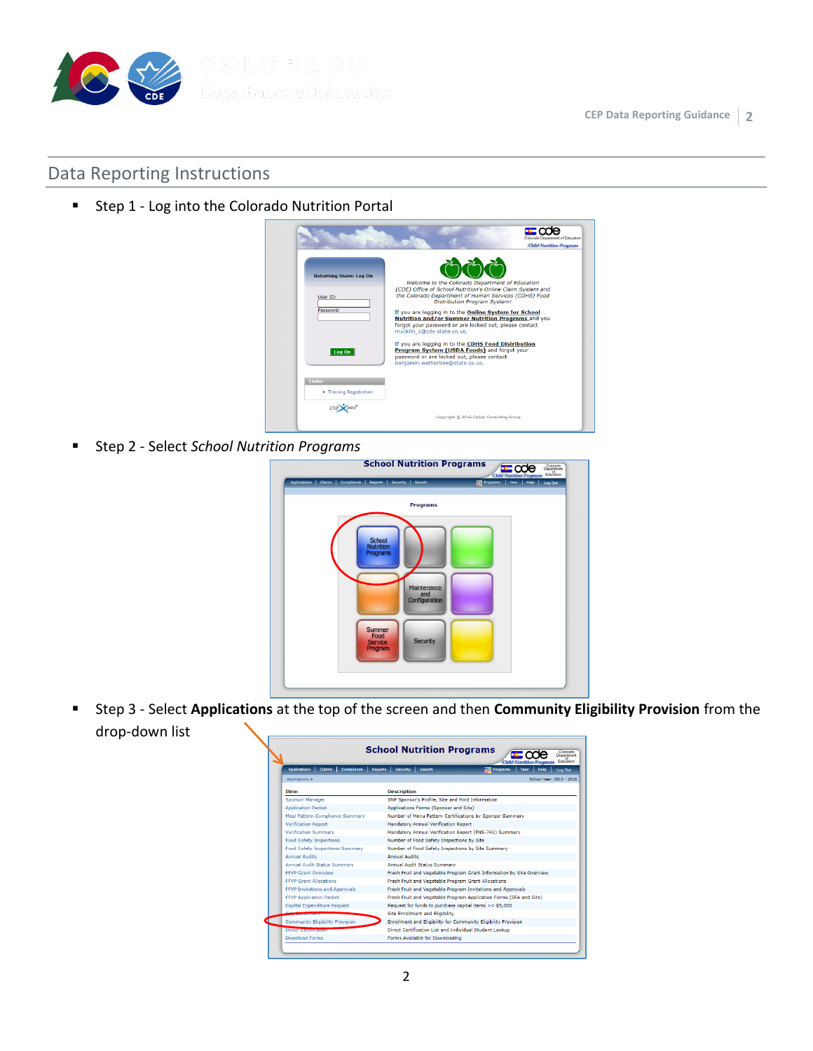## Data Reporting Instructions

- Step 1 - Log into the Colorado Nutrition Portal

- Step 2 - Select *School Nutrition Programs*

- Step 3 - Select **Applications** at the top of the screen and then **Community Eligibility Provision** from the drop-down list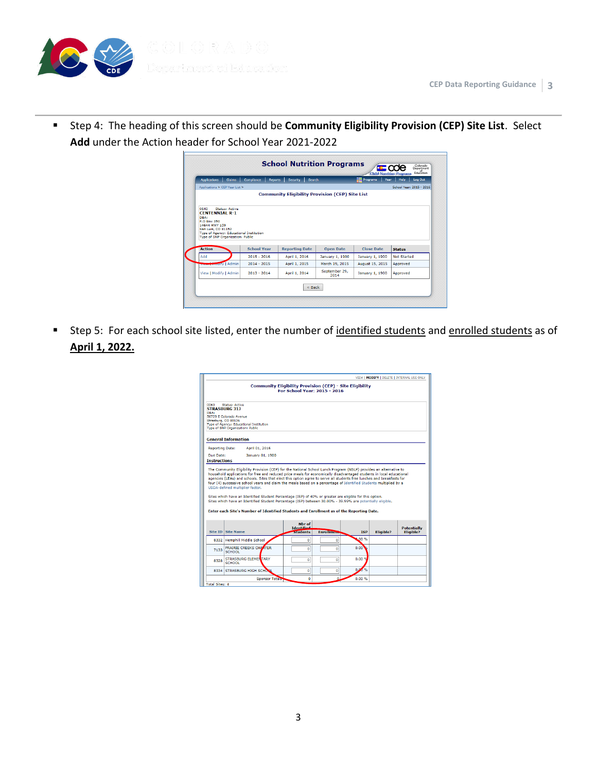- Step 4: The heading of this screen should be **Community Eligibility Provision (CEP) Site List**. Select **Add** under the Action header for School Year 2021-2022

- Step 5: For each school site listed, enter the number of identified students and enrolled students as of **April 1, 2022.**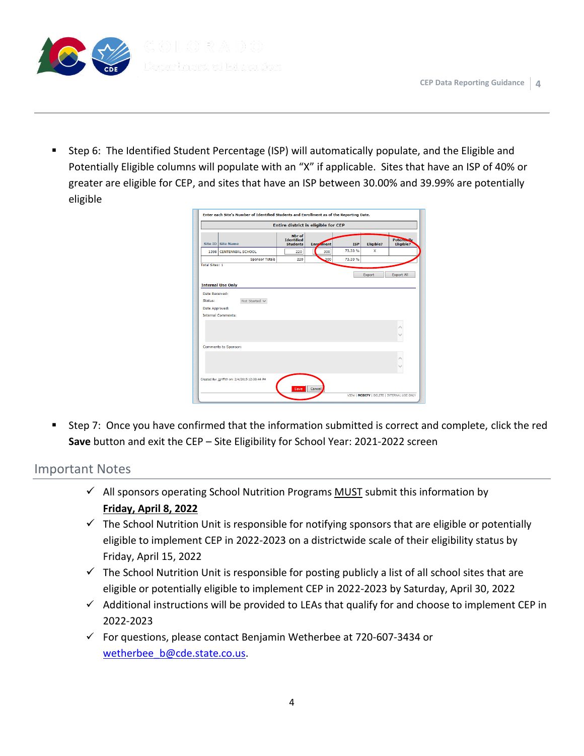- Step 6: The Identified Student Percentage (ISP) will automatically populate, and the Eligible and Potentially Eligible columns will populate with an "X" if applicable. Sites that have an ISP of 40% or greater are eligible for CEP, and sites that have an ISP between 30.00% and 39.99% are potentially eligible

- Step 7: Once you have confirmed that the information submitted is correct and complete, click the red **Save** button and exit the CEP – Site Eligibility for School Year: 2021-2022 screen

## Important Notes

- ✓ All sponsors operating School Nutrition Programs MUST submit this information by **Friday, April 8, 2022**
- ✓ The School Nutrition Unit is responsible for notifying sponsors that are eligible or potentially eligible to implement CEP in 2022-2023 on a districtwide scale of their eligibility status by Friday, April 15, 2022
- ✓ The School Nutrition Unit is responsible for posting publicly a list of all school sites that are eligible or potentially eligible to implement CEP in 2022-2023 by Saturday, April 30, 2022
- ✓ Additional instructions will be provided to LEAs that qualify for and choose to implement CEP in 2022-2023
- ✓ For questions, please contact Benjamin Wetherbee at 720-607-3434 or wetherbee_b@cde.state.co.us.